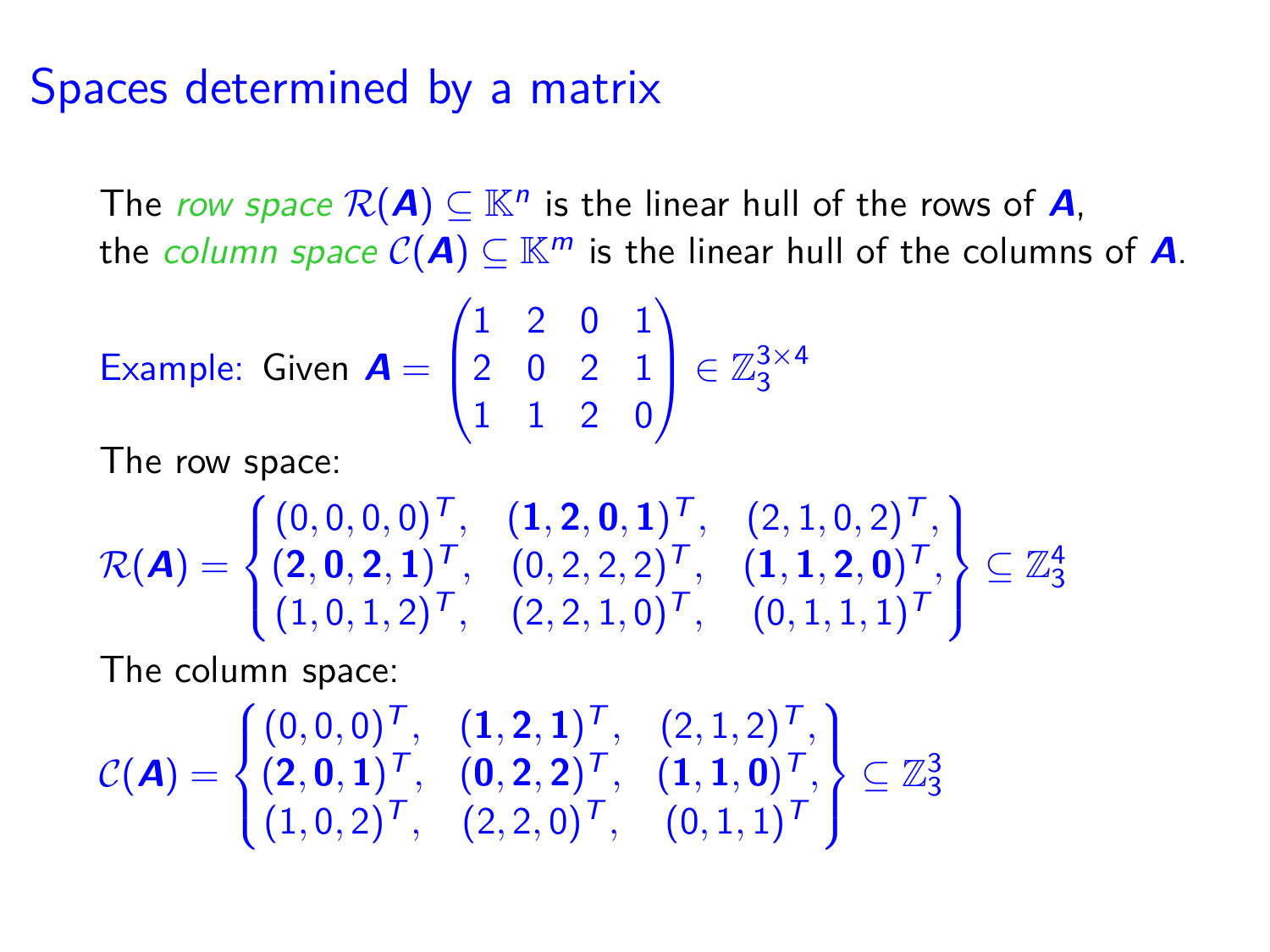# Spaces determined by a matrix

The *row space* $\mathcal{R}(\boldsymbol{A}) \subseteq \mathbb{K}^n$ is the linear hull of the rows of $\boldsymbol{A}$, the *column space* $\mathcal{C}(\boldsymbol{A}) \subseteq \mathbb{K}^m$ is the linear hull of the columns of $\boldsymbol{A}$.

Example: Given $\boldsymbol{A} = \begin{pmatrix} 1 & 2 & 0 & 1 \\ 2 & 0 & 2 & 1 \\ 1 & 1 & 2 & 0 \end{pmatrix} \in \mathbb{Z}_3^{3\times 4}$

The row space:

$$\mathcal{R}(\boldsymbol{A}) = \begin{Bmatrix} (0,0,0,0)^T, & (\mathbf{1},\mathbf{2},\mathbf{0},\mathbf{1})^T, & (2,1,0,2)^T, \\ (\mathbf{2},\mathbf{0},\mathbf{2},\mathbf{1})^T, & (0,2,2,2)^T, & (\mathbf{1},\mathbf{1},\mathbf{2},\mathbf{0})^T, \\ (1,0,1,2)^T, & (2,2,1,0)^T, & (0,1,1,1)^T \end{Bmatrix} \subseteq \mathbb{Z}_3^4$$

The column space:

$$\mathcal{C}(\boldsymbol{A}) = \begin{Bmatrix} (0,0,0)^T, & (\mathbf{1},\mathbf{2},\mathbf{1})^T, & (2,1,2)^T, \\ (\mathbf{2},\mathbf{0},\mathbf{1})^T, & (\mathbf{0},\mathbf{2},\mathbf{2})^T, & (\mathbf{1},\mathbf{1},\mathbf{0})^T, \\ (1,0,2)^T, & (2,2,0)^T, & (0,1,1)^T \end{Bmatrix} \subseteq \mathbb{Z}_3^3$$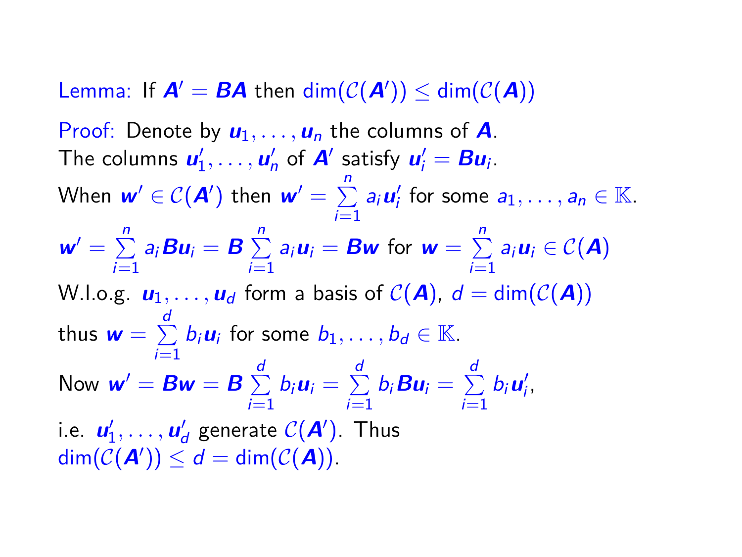Lemma: If $\boldsymbol{A}' = \boldsymbol{B}\boldsymbol{A}$ then $\dim(\mathcal{C}(\boldsymbol{A}')) \leq \dim(\mathcal{C}(\boldsymbol{A}))$

Proof: Denote by $\boldsymbol{u}_1, \ldots, \boldsymbol{u}_n$ the columns of $\boldsymbol{A}$.
The columns $\boldsymbol{u}'_1, \ldots, \boldsymbol{u}'_n$ of $\boldsymbol{A}'$ satisfy $\boldsymbol{u}'_i = \boldsymbol{B}\boldsymbol{u}_i$.
When $\boldsymbol{w}' \in \mathcal{C}(\boldsymbol{A}')$ then $\boldsymbol{w}' = \sum_{i=1}^{n} a_i \boldsymbol{u}'_i$ for some $a_1, \ldots, a_n \in \mathbb{K}$.
$\boldsymbol{w}' = \sum_{i=1}^{n} a_i \boldsymbol{B}\boldsymbol{u}_i = \boldsymbol{B} \sum_{i=1}^{n} a_i \boldsymbol{u}_i = \boldsymbol{B}\boldsymbol{w}$ for $\boldsymbol{w} = \sum_{i=1}^{n} a_i \boldsymbol{u}_i \in \mathcal{C}(\boldsymbol{A})$
W.l.o.g. $\boldsymbol{u}_1, \ldots, \boldsymbol{u}_d$ form a basis of $\mathcal{C}(\boldsymbol{A})$, $d = \dim(\mathcal{C}(\boldsymbol{A}))$
thus $\boldsymbol{w} = \sum_{i=1}^{d} b_i \boldsymbol{u}_i$ for some $b_1, \ldots, b_d \in \mathbb{K}$.
Now $\boldsymbol{w}' = \boldsymbol{B}\boldsymbol{w} = \boldsymbol{B} \sum_{i=1}^{d} b_i \boldsymbol{u}_i = \sum_{i=1}^{d} b_i \boldsymbol{B}\boldsymbol{u}_i = \sum_{i=1}^{d} b_i \boldsymbol{u}'_i$,
i.e. $\boldsymbol{u}'_1, \ldots, \boldsymbol{u}'_d$ generate $\mathcal{C}(\boldsymbol{A}')$. Thus
$\dim(\mathcal{C}(\boldsymbol{A}')) \leq d = \dim(\mathcal{C}(\boldsymbol{A}))$.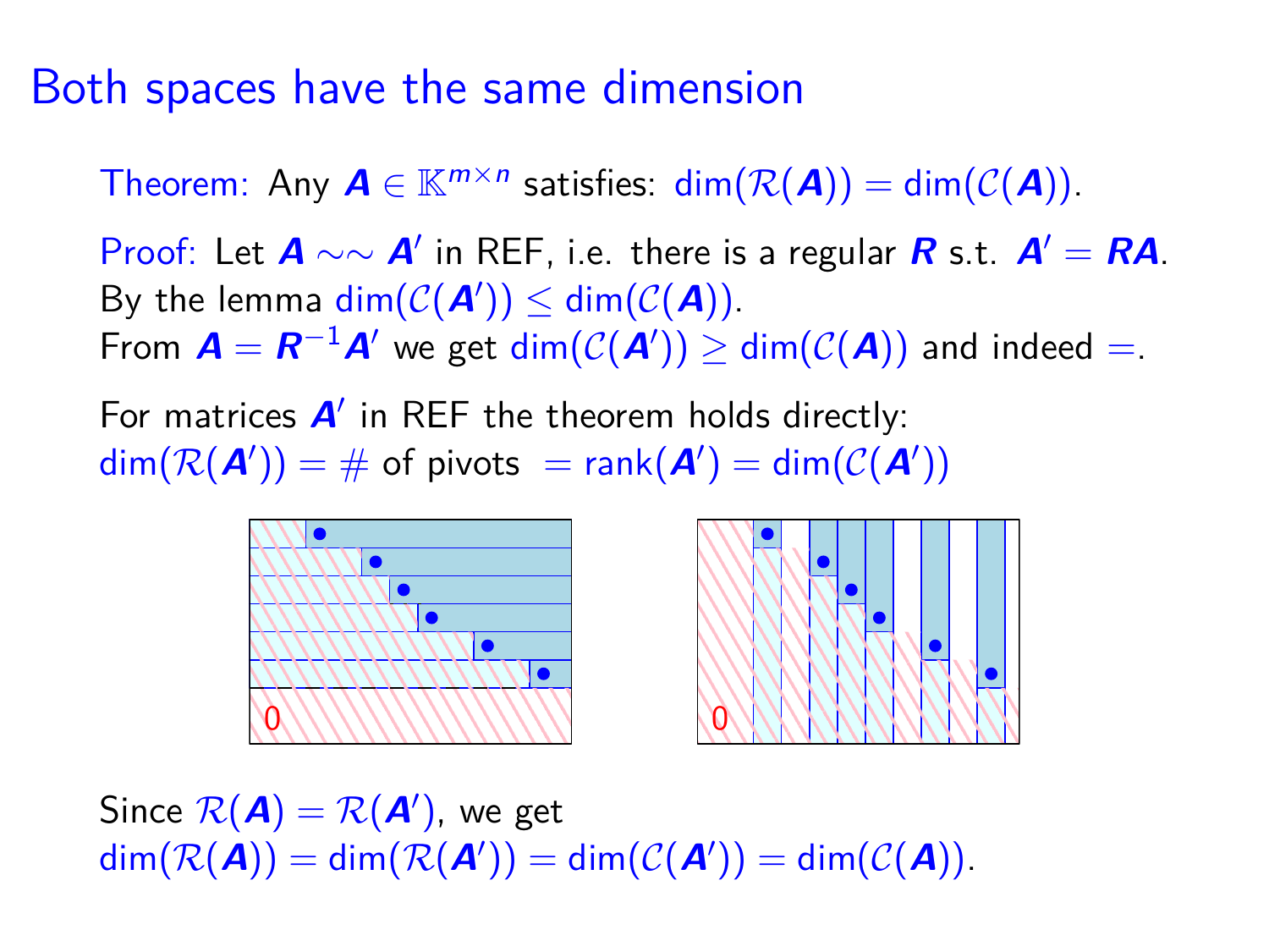# Both spaces have the same dimension

Theorem: Any $\boldsymbol{A} \in \mathbb{K}^{m\times n}$ satisfies: $\dim(\mathcal{R}(\boldsymbol{A})) = \dim(\mathcal{C}(\boldsymbol{A}))$.

Proof: Let $\boldsymbol{A} \sim\sim \boldsymbol{A}'$ in REF, i.e. there is a regular $\boldsymbol{R}$ s.t. $\boldsymbol{A}' = \boldsymbol{R}\boldsymbol{A}$.
By the lemma $\dim(\mathcal{C}(\boldsymbol{A}')) \leq \dim(\mathcal{C}(\boldsymbol{A}))$.
From $\boldsymbol{A} = \boldsymbol{R}^{-1}\boldsymbol{A}'$ we get $\dim(\mathcal{C}(\boldsymbol{A}')) \geq \dim(\mathcal{C}(\boldsymbol{A}))$ and indeed $=$.

For matrices $\boldsymbol{A}'$ in REF the theorem holds directly:
$\dim(\mathcal{R}(\boldsymbol{A}')) = \#$ of pivots $= \operatorname{rank}(\boldsymbol{A}') = \dim(\mathcal{C}(\boldsymbol{A}'))$

0

0

Since $\mathcal{R}(\boldsymbol{A}) = \mathcal{R}(\boldsymbol{A}')$, we get
$\dim(\mathcal{R}(\boldsymbol{A})) = \dim(\mathcal{R}(\boldsymbol{A}')) = \dim(\mathcal{C}(\boldsymbol{A}')) = \dim(\mathcal{C}(\boldsymbol{A}))$.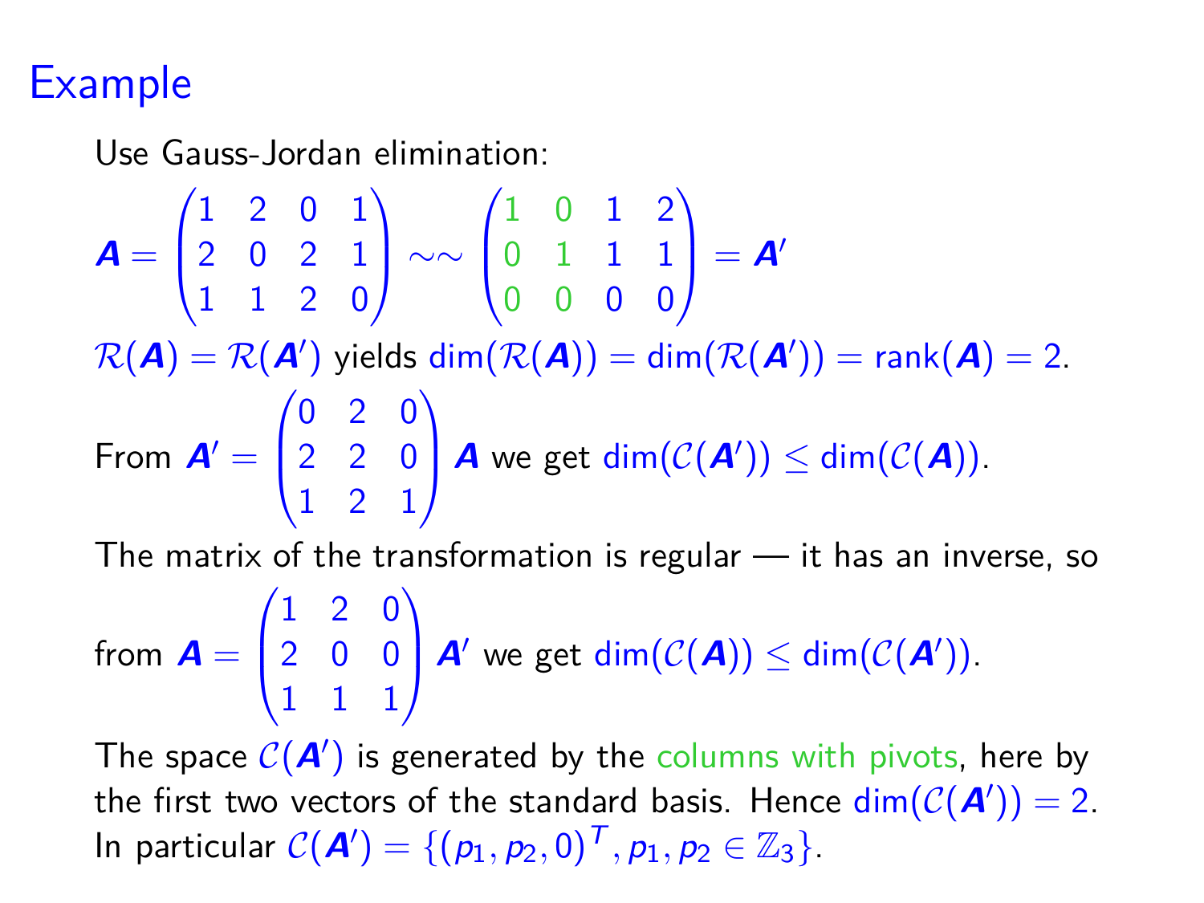# Example

Use Gauss-Jordan elimination:

$$\boldsymbol{A} = \begin{pmatrix} 1 & 2 & 0 & 1 \\ 2 & 0 & 2 & 1 \\ 1 & 1 & 2 & 0 \end{pmatrix} \sim\sim \begin{pmatrix} 1 & 0 & 1 & 2 \\ 0 & 1 & 1 & 1 \\ 0 & 0 & 0 & 0 \end{pmatrix} = \boldsymbol{A}'$$

$\mathcal{R}(\boldsymbol{A}) = \mathcal{R}(\boldsymbol{A}')$ yields $\dim(\mathcal{R}(\boldsymbol{A})) = \dim(\mathcal{R}(\boldsymbol{A}')) = \operatorname{rank}(\boldsymbol{A}) = 2$.

From $\boldsymbol{A}' = \begin{pmatrix} 0 & 2 & 0 \\ 2 & 2 & 0 \\ 1 & 2 & 1 \end{pmatrix} \boldsymbol{A}$ we get $\dim(\mathcal{C}(\boldsymbol{A}')) \leq \dim(\mathcal{C}(\boldsymbol{A}))$.

The matrix of the transformation is regular — it has an inverse, so from $\boldsymbol{A} = \begin{pmatrix} 1 & 2 & 0 \\ 2 & 0 & 0 \\ 1 & 1 & 1 \end{pmatrix} \boldsymbol{A}'$ we get $\dim(\mathcal{C}(\boldsymbol{A})) \leq \dim(\mathcal{C}(\boldsymbol{A}'))$.

The space $\mathcal{C}(\boldsymbol{A}')$ is generated by the columns with pivots, here by the first two vectors of the standard basis. Hence $\dim(\mathcal{C}(\boldsymbol{A}')) = 2$. In particular $\mathcal{C}(\boldsymbol{A}') = \{(p_1, p_2, 0)^T, p_1, p_2 \in \mathbb{Z}_3\}$.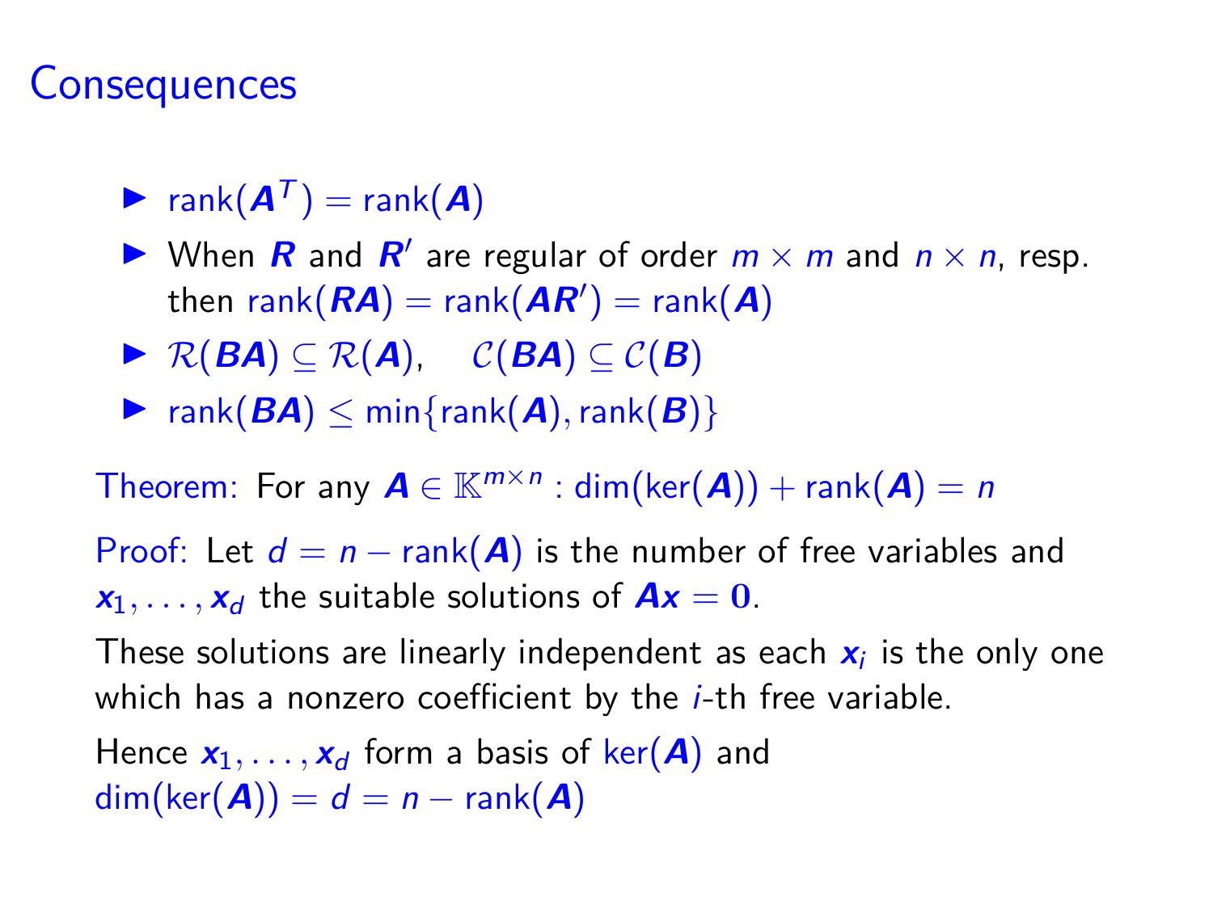# Consequences

- $\text{rank}(\boldsymbol{A}^T) = \text{rank}(\boldsymbol{A})$
- When $\boldsymbol{R}$ and $\boldsymbol{R}'$ are regular of order $m \times m$ and $n \times n$, resp. then $\text{rank}(\boldsymbol{RA}) = \text{rank}(\boldsymbol{AR}') = \text{rank}(\boldsymbol{A})$
- $\mathcal{R}(\boldsymbol{BA}) \subseteq \mathcal{R}(\boldsymbol{A}), \quad \mathcal{C}(\boldsymbol{BA}) \subseteq \mathcal{C}(\boldsymbol{B})$
- $\text{rank}(\boldsymbol{BA}) \leq \min\{\text{rank}(\boldsymbol{A}), \text{rank}(\boldsymbol{B})\}$

Theorem: For any $\boldsymbol{A} \in \mathbb{K}^{m \times n}$ : $\dim(\ker(\boldsymbol{A})) + \text{rank}(\boldsymbol{A}) = n$

Proof: Let $d = n - \text{rank}(\boldsymbol{A})$ is the number of free variables and $\boldsymbol{x}_1, \ldots, \boldsymbol{x}_d$ the suitable solutions of $\boldsymbol{Ax} = \boldsymbol{0}$.

These solutions are linearly independent as each $\boldsymbol{x}_i$ is the only one which has a nonzero coefficient by the $i$-th free variable.

Hence $\boldsymbol{x}_1, \ldots, \boldsymbol{x}_d$ form a basis of $\ker(\boldsymbol{A})$ and $\dim(\ker(\boldsymbol{A})) = d = n - \text{rank}(\boldsymbol{A})$